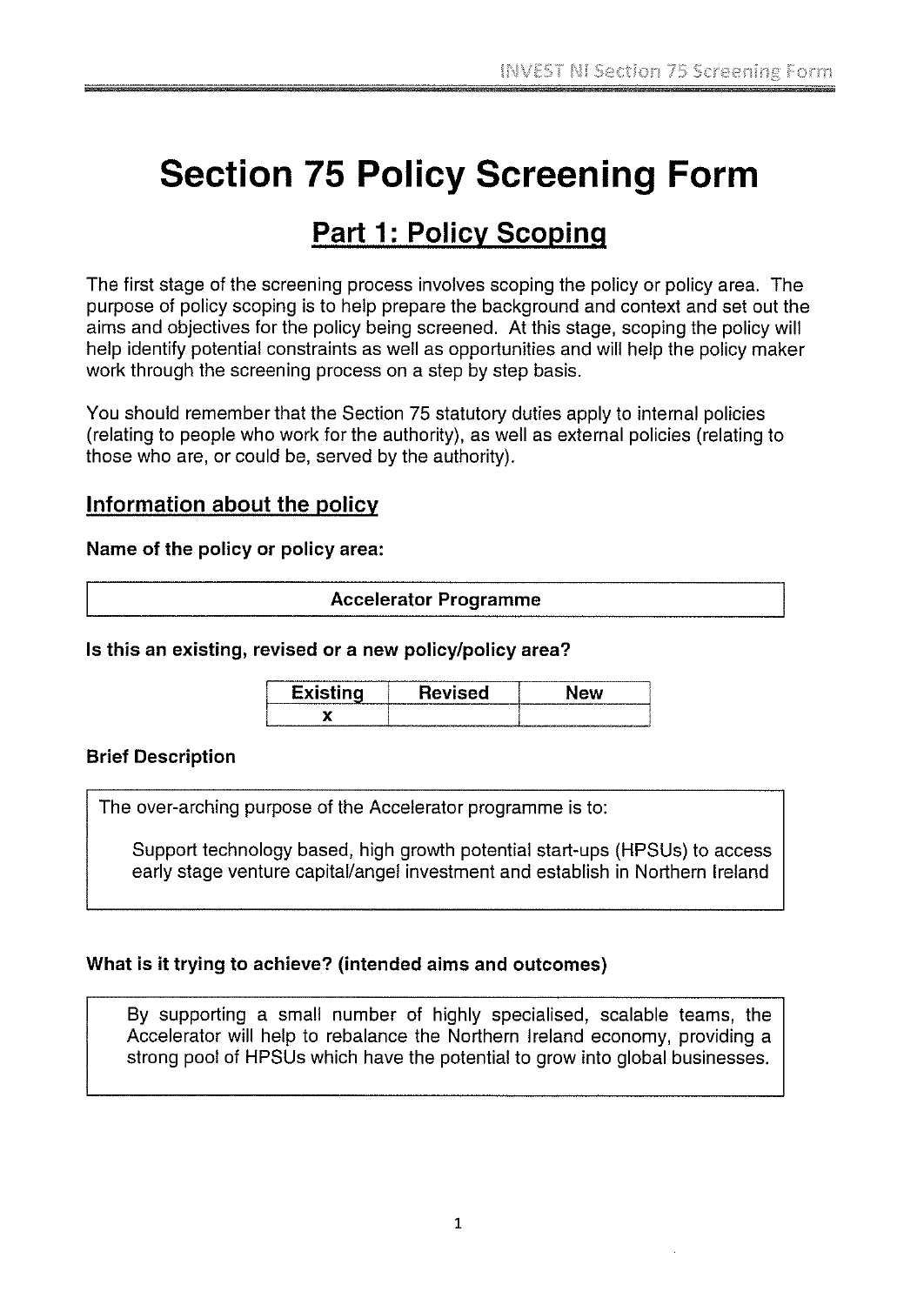# Section 75 Policy Screening Form

## Part 1: Policy Scoping

The first stage of the screening process involves scoping the policy or policy area. The purpose of policy scoping is to help prepare the background and context and set out the aims and objectives for the policy being screened. At this stage, scoping the policy will help identify potential constraints as well as opportunities and will help the policy maker work through the screening process on a step by step basis.

You should remember that the Section 75 statutory duties apply to internal policies (relating to people who work for the authority), as well as external policies (relating to those who are, or could be, served by the authority).

### Information about the policy

**Name of the policy or policy area:**

| Accelerator Programme |
|---|

**Is this an existing, revised or a new policy/policy area?**

| Existing | Revised | New |
|---|---|---|
| x | | |

**Brief Description**

The over-arching purpose of the Accelerator programme is to:

Support technology based, high growth potential start-ups (HPSUs) to access early stage venture capital/angel investment and establish in Northern Ireland

**What is it trying to achieve? (intended aims and outcomes)**

By supporting a small number of highly specialised, scalable teams, the Accelerator will help to rebalance the Northern Ireland economy, providing a strong pool of HPSUs which have the potential to grow into global businesses.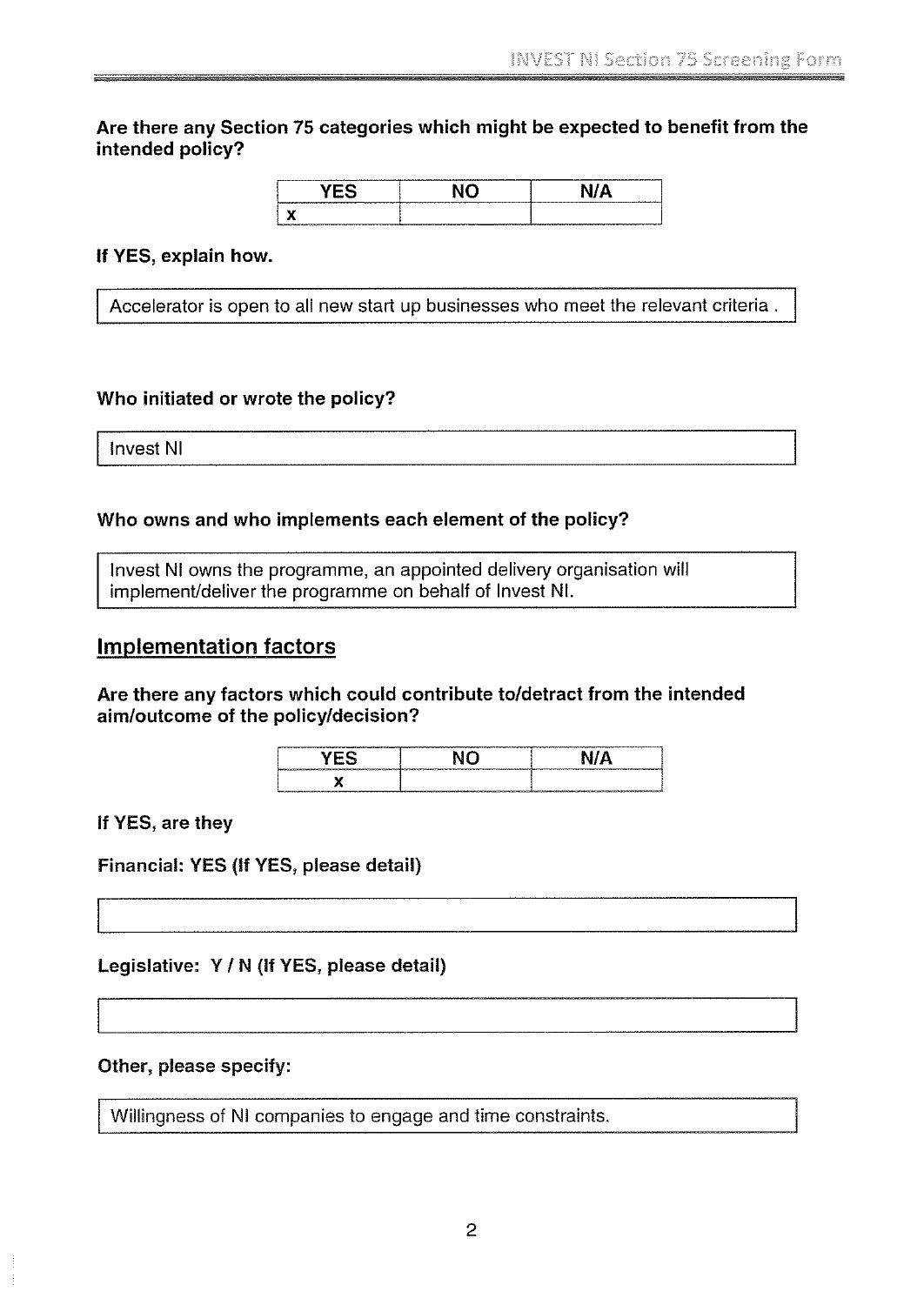**Are there any Section 75 categories which might be expected to benefit from the intended policy?**

| YES | NO | N/A |
| --- | --- | --- |
| x | | |

**If YES, explain how.**

Accelerator is open to all new start up businesses who meet the relevant criteria .

**Who initiated or wrote the policy?**

Invest NI

**Who owns and who implements each element of the policy?**

Invest NI owns the programme, an appointed delivery organisation will implement/deliver the programme on behalf of Invest NI.

## Implementation factors

**Are there any factors which could contribute to/detract from the intended aim/outcome of the policy/decision?**

| YES | NO | N/A |
| --- | --- | --- |
| x | | |

**If YES, are they**

**Financial: YES (If YES, please detail)**

**Legislative: Y / N (If YES, please detail)**

**Other, please specify:**

Willingness of NI companies to engage and time constraints.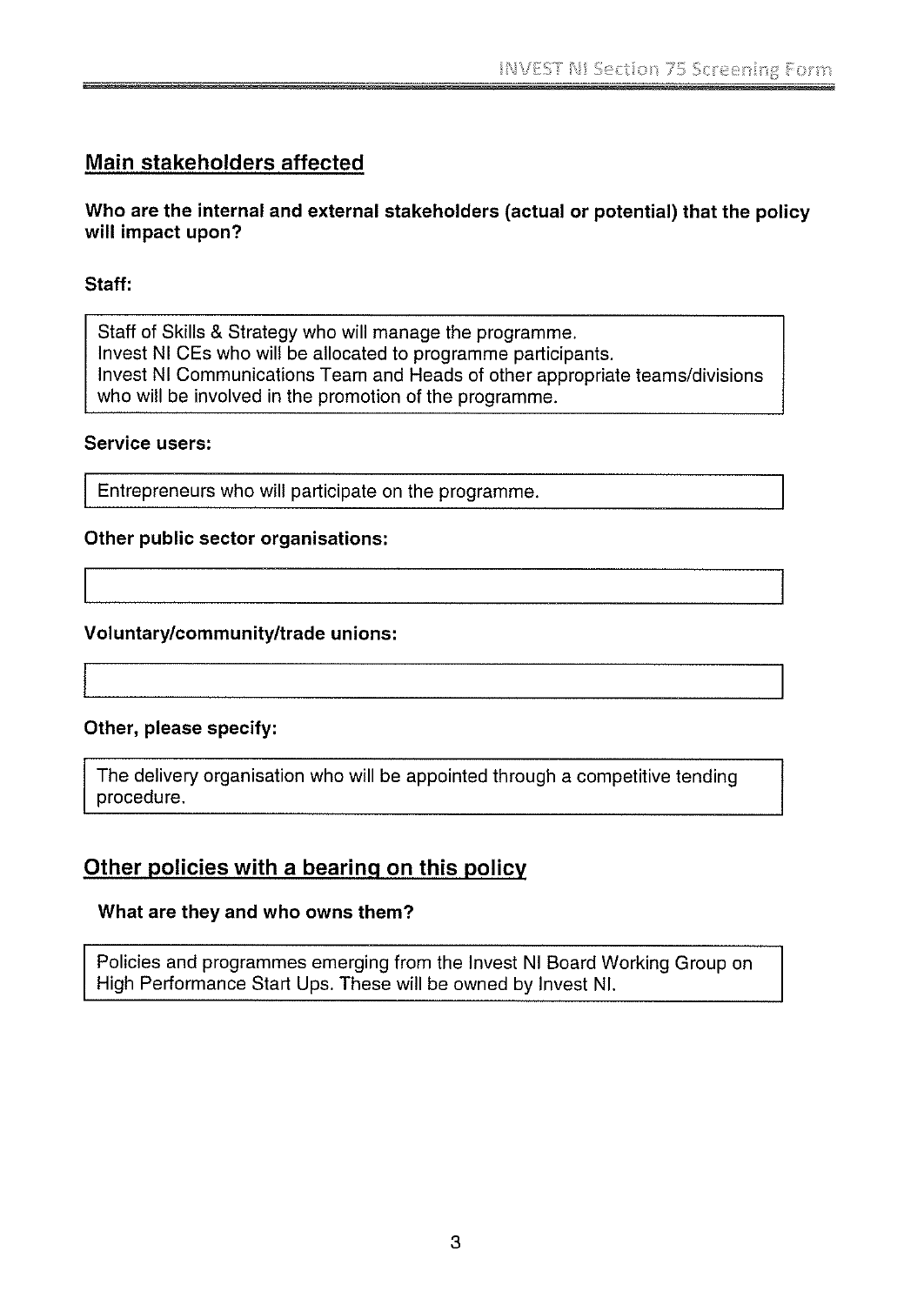## Main stakeholders affected

**Who are the internal and external stakeholders (actual or potential) that the policy will impact upon?**

**Staff:**

Staff of Skills & Strategy who will manage the programme.
Invest NI CEs who will be allocated to programme participants.
Invest NI Communications Team and Heads of other appropriate teams/divisions who will be involved in the promotion of the programme.

**Service users:**

Entrepreneurs who will participate on the programme.

**Other public sector organisations:**

**Voluntary/community/trade unions:**

**Other, please specify:**

The delivery organisation who will be appointed through a competitive tending procedure.

## Other policies with a bearing on this policy

**What are they and who owns them?**

Policies and programmes emerging from the Invest NI Board Working Group on High Performance Start Ups. These will be owned by Invest NI.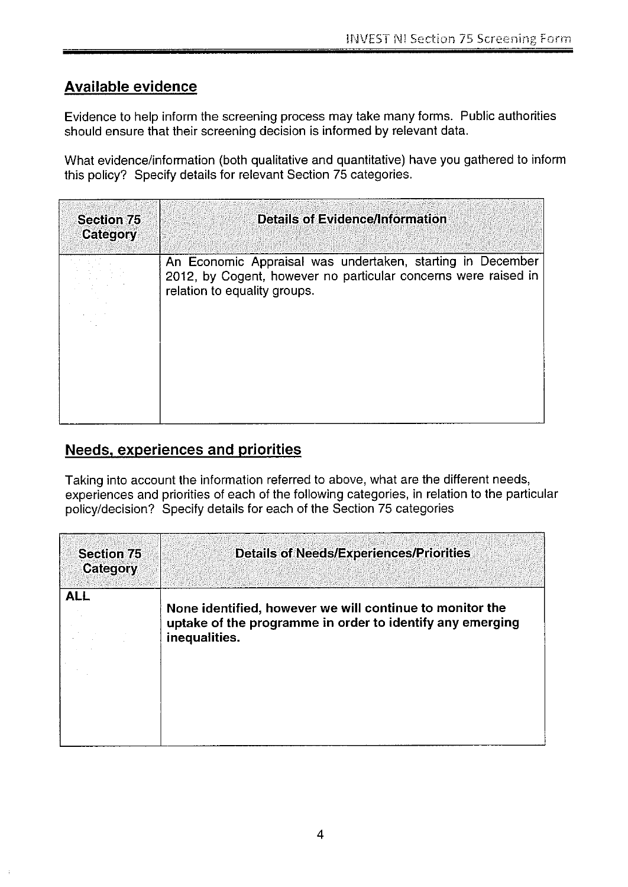## Available evidence

Evidence to help inform the screening process may take many forms. Public authorities should ensure that their screening decision is informed by relevant data.

What evidence/information (both qualitative and quantitative) have you gathered to inform this policy? Specify details for relevant Section 75 categories.

| Section 75 Category | Details of Evidence/Information |
|---|---|
| | An Economic Appraisal was undertaken, starting in December 2012, by Cogent, however no particular concerns were raised in relation to equality groups. |

## Needs, experiences and priorities

Taking into account the information referred to above, what are the different needs, experiences and priorities of each of the following categories, in relation to the particular policy/decision? Specify details for each of the Section 75 categories

| Section 75 Category | Details of Needs/Experiences/Priorities |
|---|---|
| **ALL** | **None identified, however we will continue to monitor the uptake of the programme in order to identify any emerging inequalities.** |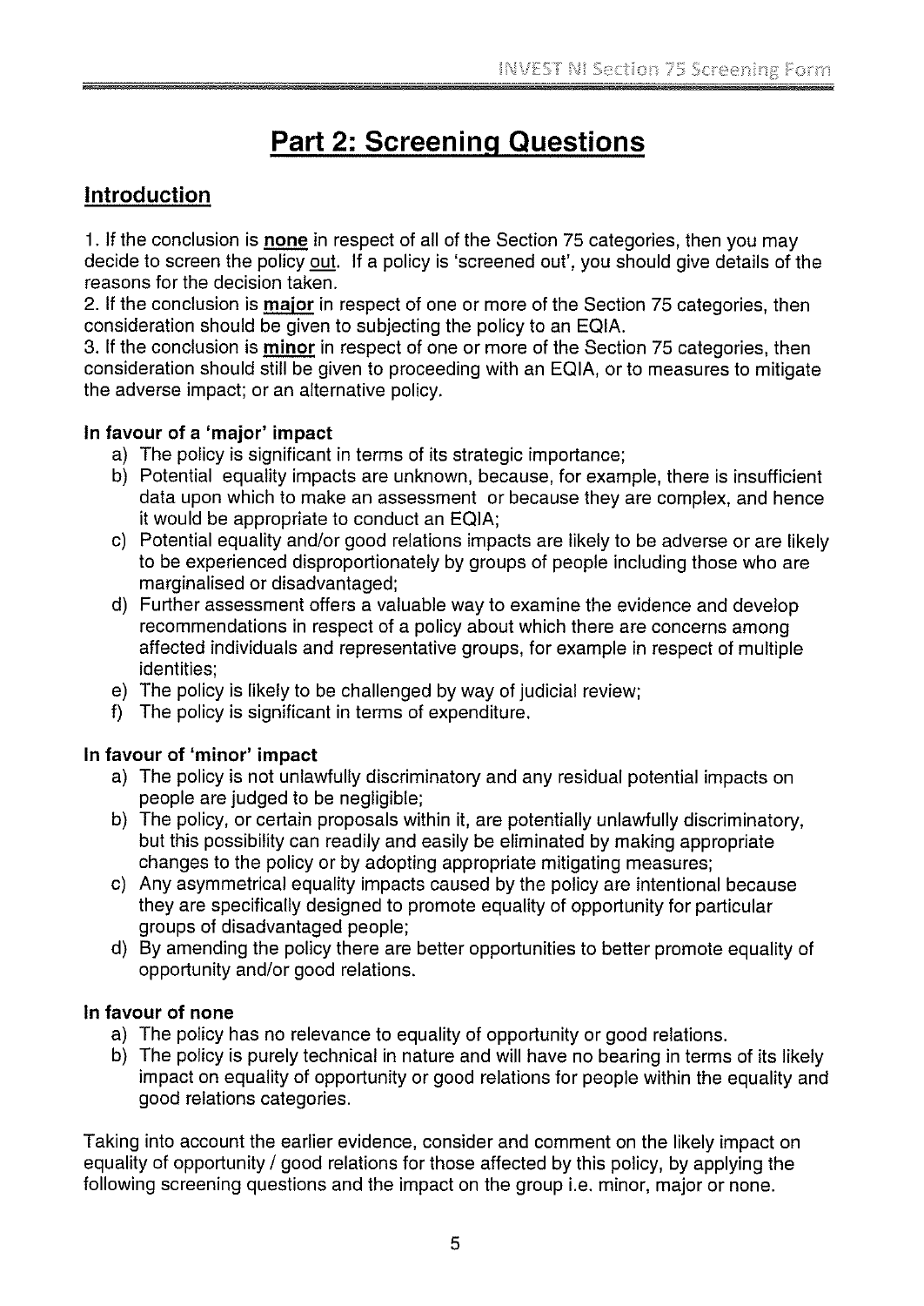# Part 2: Screening Questions

## Introduction

1. If the conclusion is **none** in respect of all of the Section 75 categories, then you may decide to screen the policy out. If a policy is 'screened out', you should give details of the reasons for the decision taken.
2. If the conclusion is **major** in respect of one or more of the Section 75 categories, then consideration should be given to subjecting the policy to an EQIA.
3. If the conclusion is **minor** in respect of one or more of the Section 75 categories, then consideration should still be given to proceeding with an EQIA, or to measures to mitigate the adverse impact; or an alternative policy.

**In favour of a 'major' impact**

a) The policy is significant in terms of its strategic importance;
b) Potential equality impacts are unknown, because, for example, there is insufficient data upon which to make an assessment or because they are complex, and hence it would be appropriate to conduct an EQIA;
c) Potential equality and/or good relations impacts are likely to be adverse or are likely to be experienced disproportionately by groups of people including those who are marginalised or disadvantaged;
d) Further assessment offers a valuable way to examine the evidence and develop recommendations in respect of a policy about which there are concerns among affected individuals and representative groups, for example in respect of multiple identities;
e) The policy is likely to be challenged by way of judicial review;
f) The policy is significant in terms of expenditure.

**In favour of 'minor' impact**

a) The policy is not unlawfully discriminatory and any residual potential impacts on people are judged to be negligible;
b) The policy, or certain proposals within it, are potentially unlawfully discriminatory, but this possibility can readily and easily be eliminated by making appropriate changes to the policy or by adopting appropriate mitigating measures;
c) Any asymmetrical equality impacts caused by the policy are intentional because they are specifically designed to promote equality of opportunity for particular groups of disadvantaged people;
d) By amending the policy there are better opportunities to better promote equality of opportunity and/or good relations.

**In favour of none**

a) The policy has no relevance to equality of opportunity or good relations.
b) The policy is purely technical in nature and will have no bearing in terms of its likely impact on equality of opportunity or good relations for people within the equality and good relations categories.

Taking into account the earlier evidence, consider and comment on the likely impact on equality of opportunity / good relations for those affected by this policy, by applying the following screening questions and the impact on the group i.e. minor, major or none.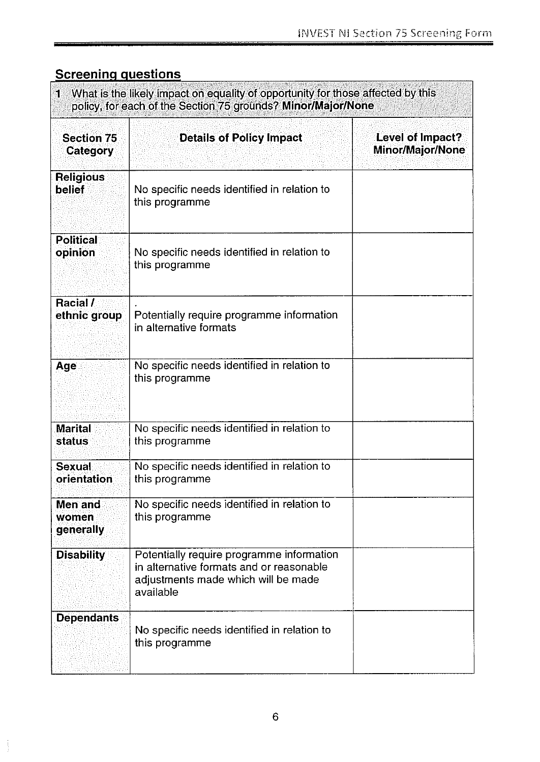## Screening questions

| 1 What is the likely impact on equality of opportunity for those affected by this policy, for each of the Section 75 grounds? **Minor/Major/None** | | |
|---|---|---|
| **Section 75 Category** | **Details of Policy Impact** | **Level of Impact? Minor/Major/None** |
| **Religious belief** | No specific needs identified in relation to this programme | |
| **Political opinion** | No specific needs identified in relation to this programme | |
| **Racial / ethnic group** | Potentially require programme information in alternative formats | |
| **Age** | No specific needs identified in relation to this programme | |
| **Marital status** | No specific needs identified in relation to this programme | |
| **Sexual orientation** | No specific needs identified in relation to this programme | |
| **Men and women generally** | No specific needs identified in relation to this programme | |
| **Disability** | Potentially require programme information in alternative formats and or reasonable adjustments made which will be made available | |
| **Dependants** | No specific needs identified in relation to this programme | |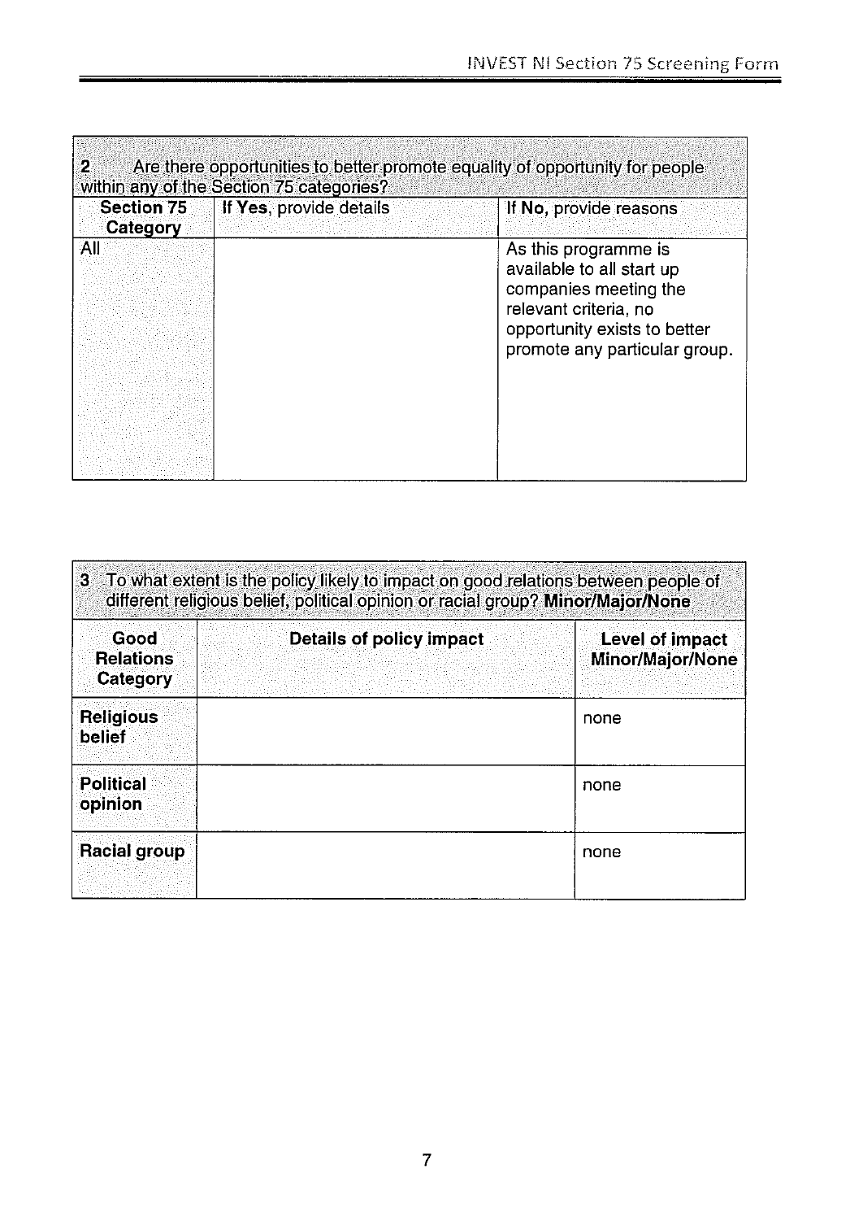| **2** Are there opportunities to better promote equality of opportunity for people within any of the Section 75 categories? | | |
|---|---|---|
| **Section 75 Category** | **If Yes**, provide details | **If No**, provide reasons |
| All | | As this programme is available to all start up companies meeting the relevant criteria, no opportunity exists to better promote any particular group. |

| **3** To what extent is the policy likely to impact on good relations between people of different religious belief, political opinion or racial group? **Minor/Major/None** | | |
|---|---|---|
| **Good Relations Category** | **Details of policy impact** | **Level of impact Minor/Major/None** |
| **Religious belief** | | none |
| **Political opinion** | | none |
| **Racial group** | | none |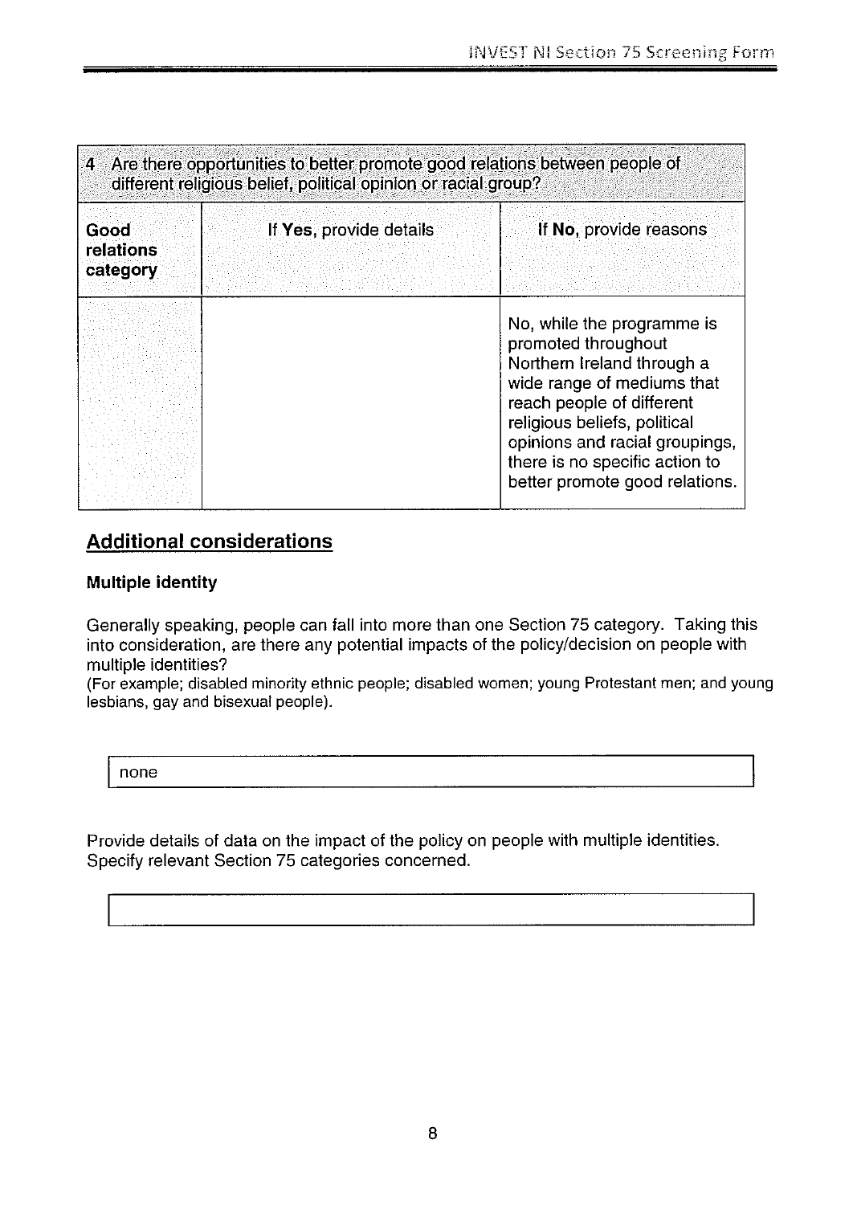| 4 Are there opportunities to better promote good relations between people of different religious belief, political opinion or racial group? | | |
|---|---|---|
| **Good relations category** | If **Yes**, provide details | If **No**, provide reasons |
| | | No, while the programme is promoted throughout Northern Ireland through a wide range of mediums that reach people of different religious beliefs, political opinions and racial groupings, there is no specific action to better promote good relations. |

## Additional considerations

### Multiple identity

Generally speaking, people can fall into more than one Section 75 category. Taking this into consideration, are there any potential impacts of the policy/decision on people with multiple identities?

(For example; disabled minority ethnic people; disabled women; young Protestant men; and young lesbians, gay and bisexual people).

| none |
|---|

Provide details of data on the impact of the policy on people with multiple identities. Specify relevant Section 75 categories concerned.

| |
|---|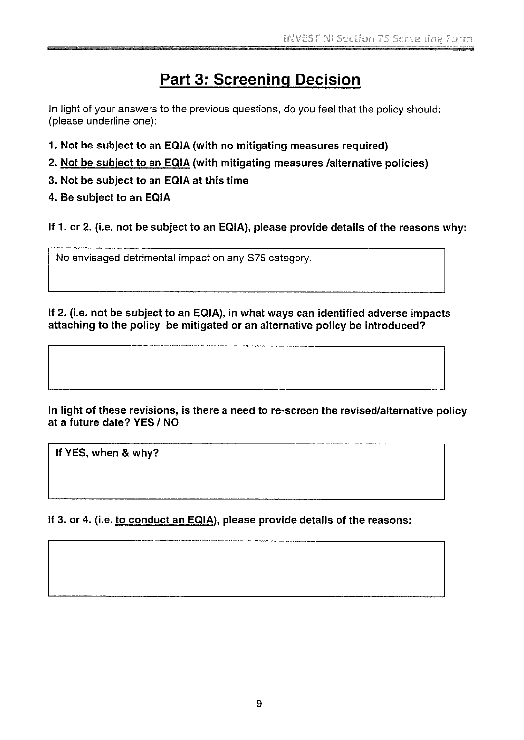# Part 3: Screening Decision

In light of your answers to the previous questions, do you feel that the policy should: (please underline one):

1. **Not be subject to an EQIA (with no mitigating measures required)**
2. **<u>Not be subject to an EQIA</u> (with mitigating measures /alternative policies)**
3. **Not be subject to an EQIA at this time**
4. **Be subject to an EQIA**

**If 1. or 2. (i.e. not be subject to an EQIA), please provide details of the reasons why:**

| No envisaged detrimental impact on any S75 category. |
|---|

**If 2. (i.e. not be subject to an EQIA), in what ways can identified adverse impacts attaching to the policy be mitigated or an alternative policy be introduced?**

| |
|---|

**In light of these revisions, is there a need to re-screen the revised/alternative policy at a future date? YES / NO**

| **If YES, when & why?** |
|---|

**If 3. or 4. (i.e. <u>to conduct an EQIA</u>), please provide details of the reasons:**

| |
|---|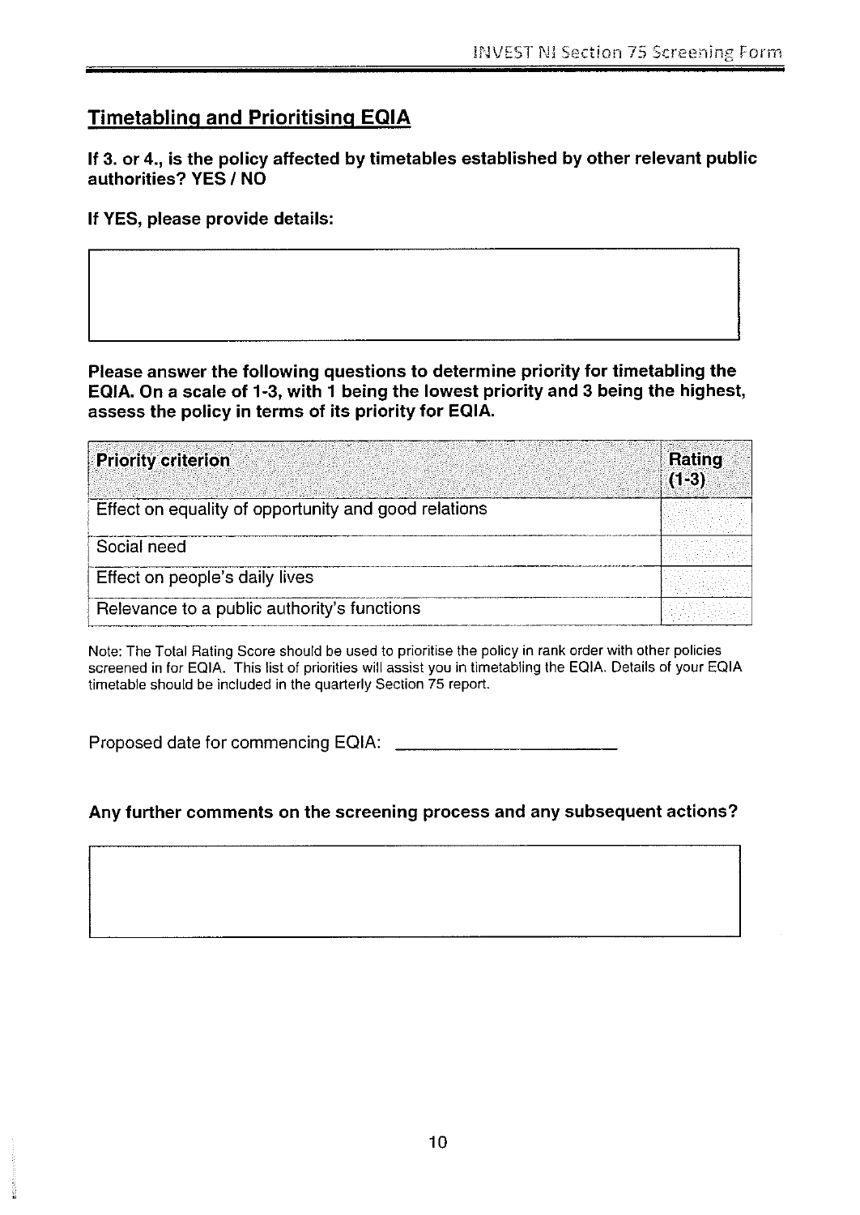## Timetabling and Prioritising EQIA

**If 3. or 4., is the policy affected by timetables established by other relevant public authorities? YES / NO**

**If YES, please provide details:**

**Please answer the following questions to determine priority for timetabling the EQIA. On a scale of 1-3, with 1 being the lowest priority and 3 being the highest, assess the policy in terms of its priority for EQIA.**

| Priority criterion | Rating (1-3) |
|---|---|
| Effect on equality of opportunity and good relations | |
| Social need | |
| Effect on people's daily lives | |
| Relevance to a public authority's functions | |

Note: The Total Rating Score should be used to prioritise the policy in rank order with other policies screened in for EQIA. This list of priorities will assist you in timetabling the EQIA. Details of your EQIA timetable should be included in the quarterly Section 75 report.

Proposed date for commencing EQIA: ______________________

**Any further comments on the screening process and any subsequent actions?**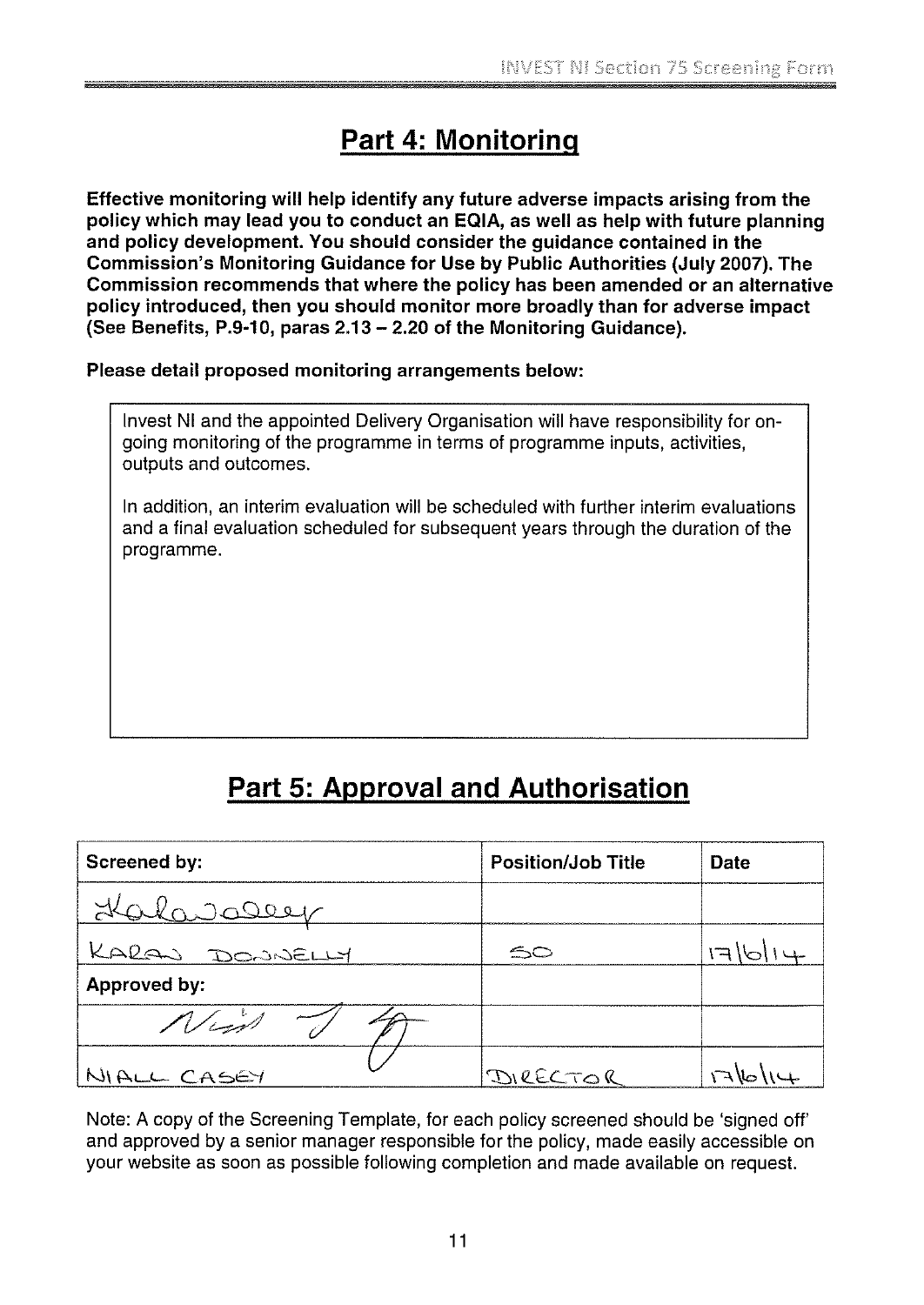# Part 4: Monitoring

**Effective monitoring will help identify any future adverse impacts arising from the policy which may lead you to conduct an EQIA, as well as help with future planning and policy development. You should consider the guidance contained in the Commission's Monitoring Guidance for Use by Public Authorities (July 2007). The Commission recommends that where the policy has been amended or an alternative policy introduced, then you should monitor more broadly than for adverse impact (See Benefits, P.9-10, paras 2.13 – 2.20 of the Monitoring Guidance).**

**Please detail proposed monitoring arrangements below:**

Invest NI and the appointed Delivery Organisation will have responsibility for on-going monitoring of the programme in terms of programme inputs, activities, outputs and outcomes.

In addition, an interim evaluation will be scheduled with further interim evaluations and a final evaluation scheduled for subsequent years through the duration of the programme.

# Part 5: Approval and Authorisation

| **Screened by:** | **Position/Job Title** | **Date** |
| --- | --- | --- |
| [signature] | | |
| KARAN DONNELLY | SO | 17/6/14 |
| **Approved by:** | | |
| [signature] | | |
| NIALL CASEY | DIRECTOR | 17/6/14 |

Note: A copy of the Screening Template, for each policy screened should be 'signed off' and approved by a senior manager responsible for the policy, made easily accessible on your website as soon as possible following completion and made available on request.